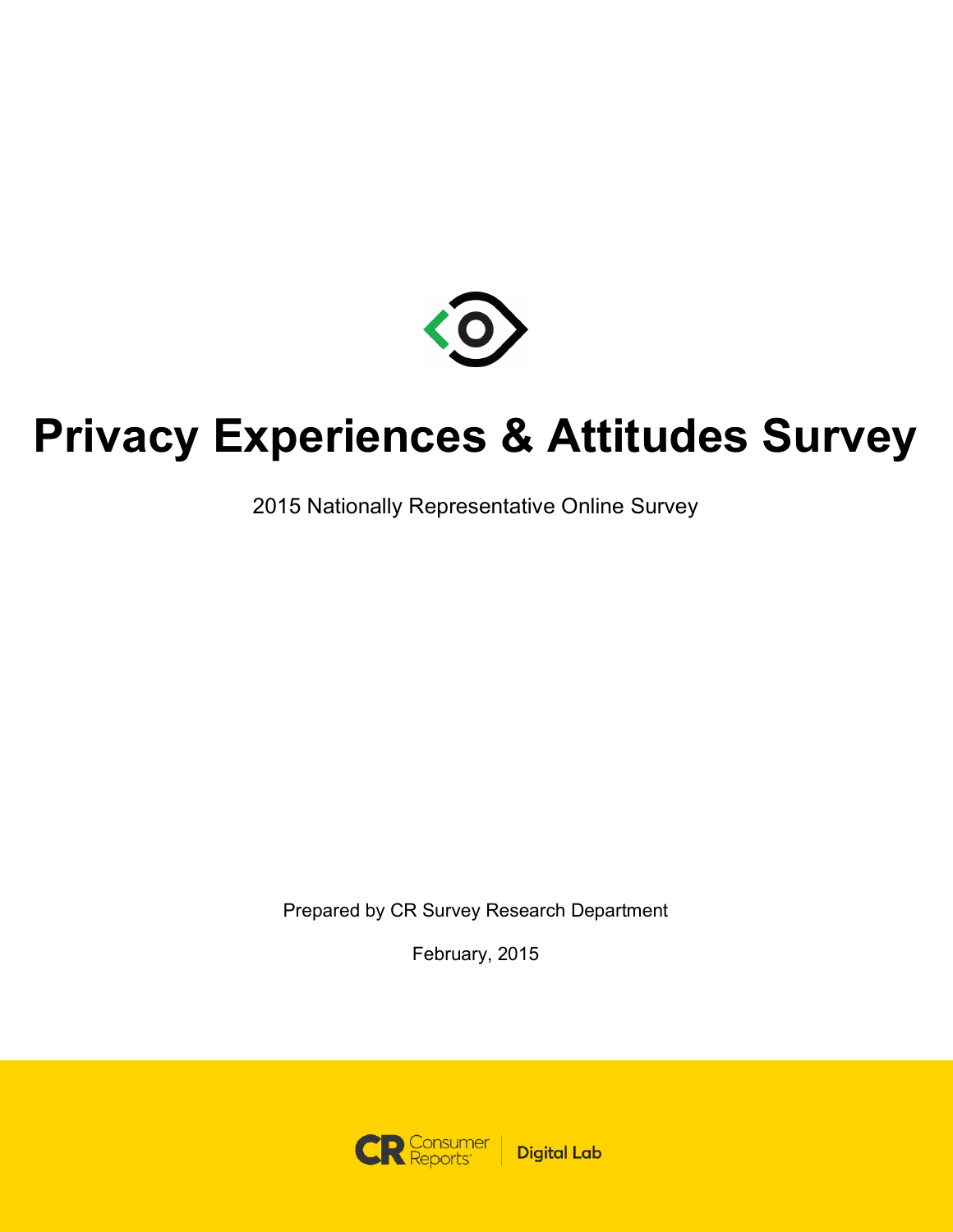# Privacy Experiences & Attitudes Survey

2015 Nationally Representative Online Survey

Prepared by CR Survey Research Department

February, 2015

Consumer Reports | Digital Lab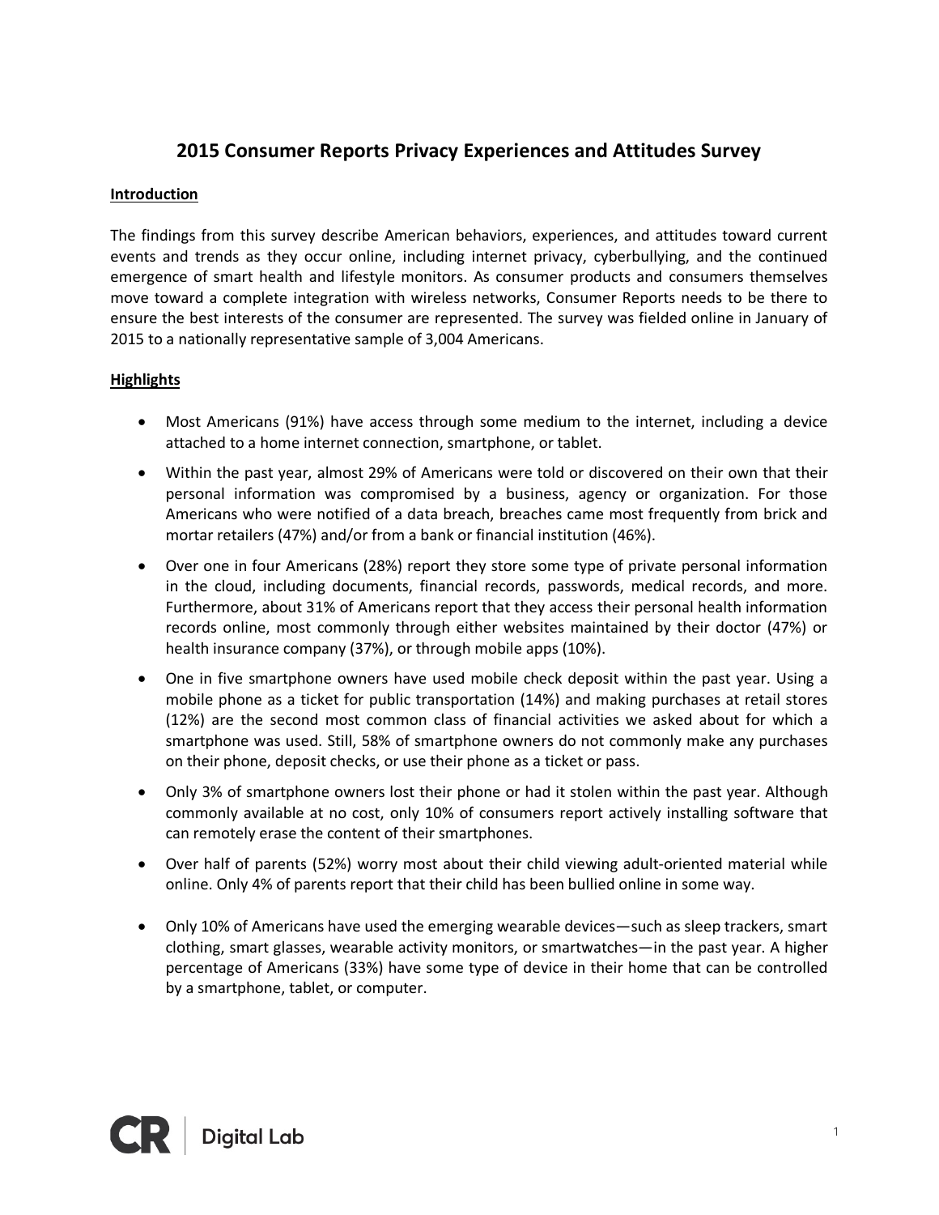# 2015 Consumer Reports Privacy Experiences and Attitudes Survey

**Introduction**

The findings from this survey describe American behaviors, experiences, and attitudes toward current events and trends as they occur online, including internet privacy, cyberbullying, and the continued emergence of smart health and lifestyle monitors. As consumer products and consumers themselves move toward a complete integration with wireless networks, Consumer Reports needs to be there to ensure the best interests of the consumer are represented. The survey was fielded online in January of 2015 to a nationally representative sample of 3,004 Americans.

**Highlights**

- Most Americans (91%) have access through some medium to the internet, including a device attached to a home internet connection, smartphone, or tablet.
- Within the past year, almost 29% of Americans were told or discovered on their own that their personal information was compromised by a business, agency or organization. For those Americans who were notified of a data breach, breaches came most frequently from brick and mortar retailers (47%) and/or from a bank or financial institution (46%).
- Over one in four Americans (28%) report they store some type of private personal information in the cloud, including documents, financial records, passwords, medical records, and more. Furthermore, about 31% of Americans report that they access their personal health information records online, most commonly through either websites maintained by their doctor (47%) or health insurance company (37%), or through mobile apps (10%).
- One in five smartphone owners have used mobile check deposit within the past year. Using a mobile phone as a ticket for public transportation (14%) and making purchases at retail stores (12%) are the second most common class of financial activities we asked about for which a smartphone was used. Still, 58% of smartphone owners do not commonly make any purchases on their phone, deposit checks, or use their phone as a ticket or pass.
- Only 3% of smartphone owners lost their phone or had it stolen within the past year. Although commonly available at no cost, only 10% of consumers report actively installing software that can remotely erase the content of their smartphones.
- Over half of parents (52%) worry most about their child viewing adult-oriented material while online. Only 4% of parents report that their child has been bullied online in some way.
- Only 10% of Americans have used the emerging wearable devices—such as sleep trackers, smart clothing, smart glasses, wearable activity monitors, or smartwatches—in the past year. A higher percentage of Americans (33%) have some type of device in their home that can be controlled by a smartphone, tablet, or computer.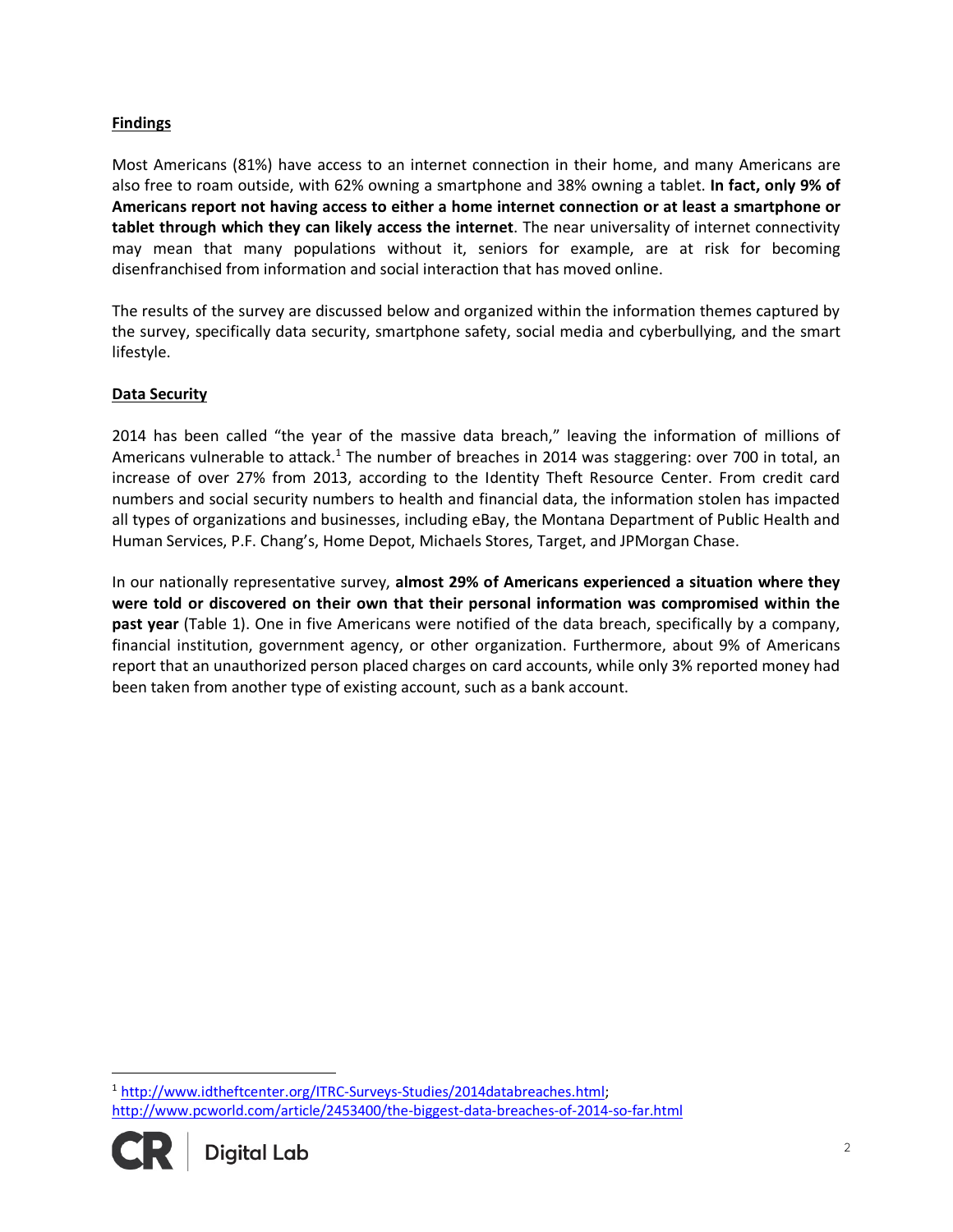**Findings**

Most Americans (81%) have access to an internet connection in their home, and many Americans are also free to roam outside, with 62% owning a smartphone and 38% owning a tablet. **In fact, only 9% of Americans report not having access to either a home internet connection or at least a smartphone or tablet through which they can likely access the internet**. The near universality of internet connectivity may mean that many populations without it, seniors for example, are at risk for becoming disenfranchised from information and social interaction that has moved online.

The results of the survey are discussed below and organized within the information themes captured by the survey, specifically data security, smartphone safety, social media and cyberbullying, and the smart lifestyle.

**Data Security**

2014 has been called "the year of the massive data breach," leaving the information of millions of Americans vulnerable to attack.[1] The number of breaches in 2014 was staggering: over 700 in total, an increase of over 27% from 2013, according to the Identity Theft Resource Center. From credit card numbers and social security numbers to health and financial data, the information stolen has impacted all types of organizations and businesses, including eBay, the Montana Department of Public Health and Human Services, P.F. Chang's, Home Depot, Michaels Stores, Target, and JPMorgan Chase.

In our nationally representative survey, **almost 29% of Americans experienced a situation where they were told or discovered on their own that their personal information was compromised within the past year** (Table 1). One in five Americans were notified of the data breach, specifically by a company, financial institution, government agency, or other organization. Furthermore, about 9% of Americans report that an unauthorized person placed charges on card accounts, while only 3% reported money had been taken from another type of existing account, such as a bank account.

[1] http://www.idtheftcenter.org/ITRC-Surveys-Studies/2014databreaches.html; http://www.pcworld.com/article/2453400/the-biggest-data-breaches-of-2014-so-far.html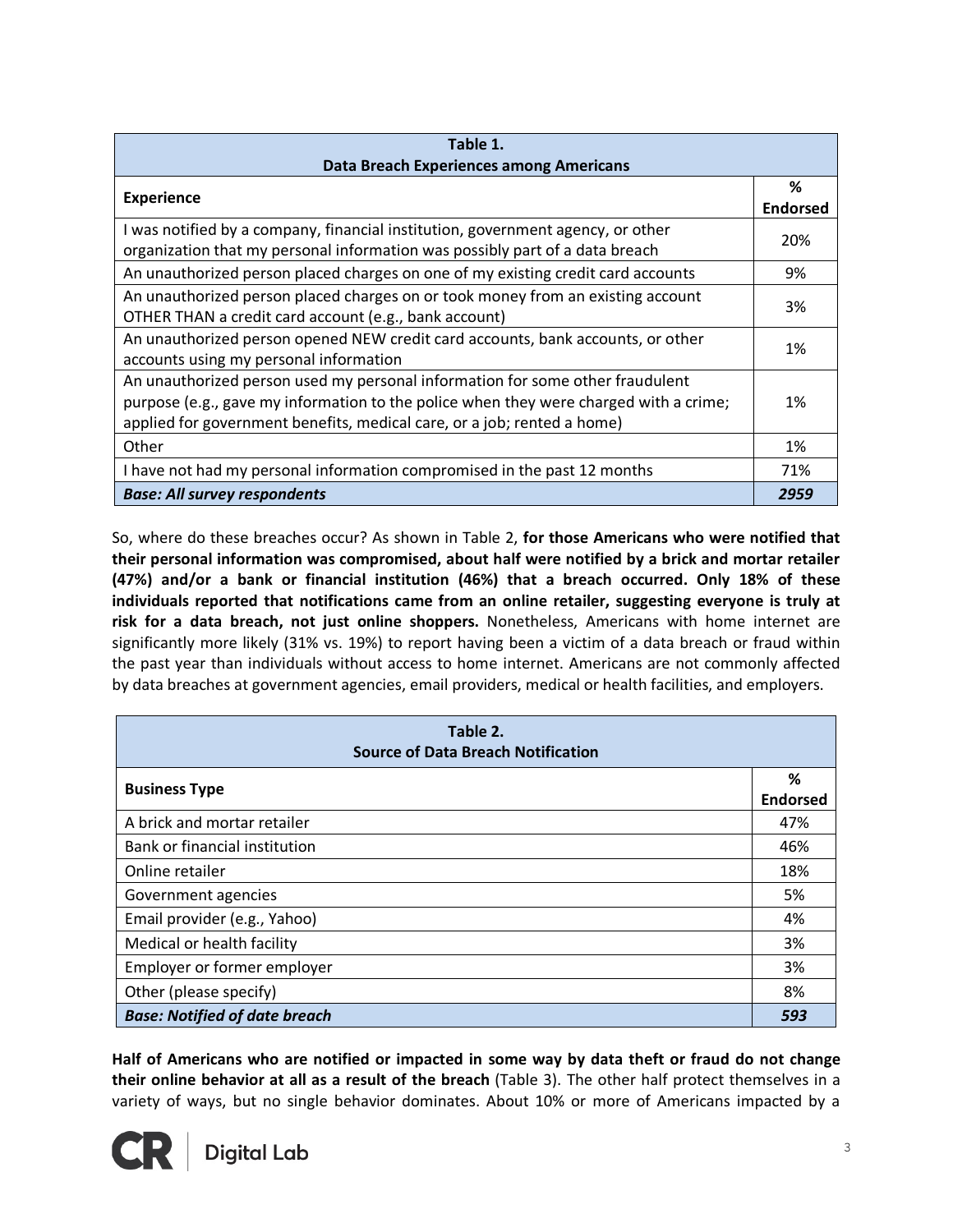| Table 1.<br>Data Breach Experiences among Americans | |
|---|---|
| **Experience** | **% Endorsed** |
| I was notified by a company, financial institution, government agency, or other organization that my personal information was possibly part of a data breach | 20% |
| An unauthorized person placed charges on one of my existing credit card accounts | 9% |
| An unauthorized person placed charges on or took money from an existing account OTHER THAN a credit card account (e.g., bank account) | 3% |
| An unauthorized person opened NEW credit card accounts, bank accounts, or other accounts using my personal information | 1% |
| An unauthorized person used my personal information for some other fraudulent purpose (e.g., gave my information to the police when they were charged with a crime; applied for government benefits, medical care, or a job; rented a home) | 1% |
| Other | 1% |
| I have not had my personal information compromised in the past 12 months | 71% |
| ***Base: All survey respondents*** | ***2959*** |

So, where do these breaches occur? As shown in Table 2, **for those Americans who were notified that their personal information was compromised, about half were notified by a brick and mortar retailer (47%) and/or a bank or financial institution (46%) that a breach occurred. Only 18% of these individuals reported that notifications came from an online retailer, suggesting everyone is truly at risk for a data breach, not just online shoppers.** Nonetheless, Americans with home internet are significantly more likely (31% vs. 19%) to report having been a victim of a data breach or fraud within the past year than individuals without access to home internet. Americans are not commonly affected by data breaches at government agencies, email providers, medical or health facilities, and employers.

| Table 2.<br>Source of Data Breach Notification | |
|---|---|
| **Business Type** | **% Endorsed** |
| A brick and mortar retailer | 47% |
| Bank or financial institution | 46% |
| Online retailer | 18% |
| Government agencies | 5% |
| Email provider (e.g., Yahoo) | 4% |
| Medical or health facility | 3% |
| Employer or former employer | 3% |
| Other (please specify) | 8% |
| ***Base: Notified of date breach*** | ***593*** |

**Half of Americans who are notified or impacted in some way by data theft or fraud do not change their online behavior at all as a result of the breach** (Table 3). The other half protect themselves in a variety of ways, but no single behavior dominates. About 10% or more of Americans impacted by a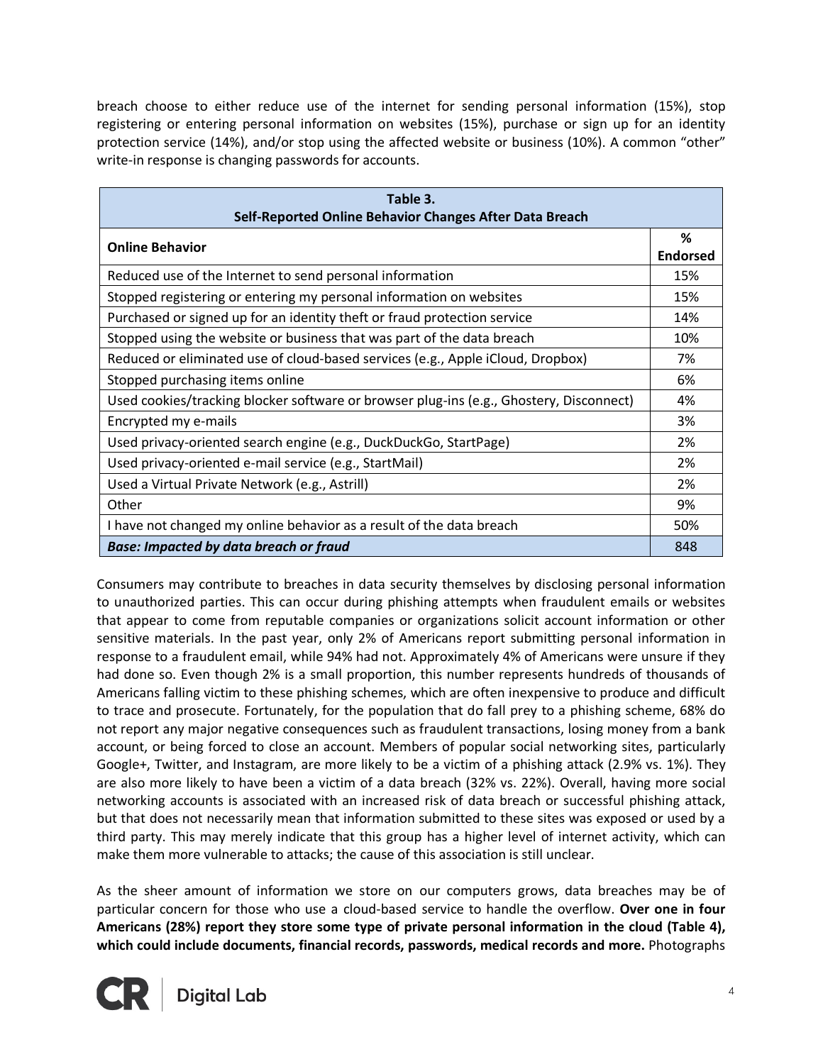breach choose to either reduce use of the internet for sending personal information (15%), stop registering or entering personal information on websites (15%), purchase or sign up for an identity protection service (14%), and/or stop using the affected website or business (10%). A common "other" write-in response is changing passwords for accounts.

| Table 3.<br>Self-Reported Online Behavior Changes After Data Breach | |
|---|---|
| **Online Behavior** | **% Endorsed** |
| Reduced use of the Internet to send personal information | 15% |
| Stopped registering or entering my personal information on websites | 15% |
| Purchased or signed up for an identity theft or fraud protection service | 14% |
| Stopped using the website or business that was part of the data breach | 10% |
| Reduced or eliminated use of cloud-based services (e.g., Apple iCloud, Dropbox) | 7% |
| Stopped purchasing items online | 6% |
| Used cookies/tracking blocker software or browser plug-ins (e.g., Ghostery, Disconnect) | 4% |
| Encrypted my e-mails | 3% |
| Used privacy-oriented search engine (e.g., DuckDuckGo, StartPage) | 2% |
| Used privacy-oriented e-mail service (e.g., StartMail) | 2% |
| Used a Virtual Private Network (e.g., Astrill) | 2% |
| Other | 9% |
| I have not changed my online behavior as a result of the data breach | 50% |
| ***Base: Impacted by data breach or fraud*** | 848 |

Consumers may contribute to breaches in data security themselves by disclosing personal information to unauthorized parties. This can occur during phishing attempts when fraudulent emails or websites that appear to come from reputable companies or organizations solicit account information or other sensitive materials. In the past year, only 2% of Americans report submitting personal information in response to a fraudulent email, while 94% had not. Approximately 4% of Americans were unsure if they had done so. Even though 2% is a small proportion, this number represents hundreds of thousands of Americans falling victim to these phishing schemes, which are often inexpensive to produce and difficult to trace and prosecute. Fortunately, for the population that do fall prey to a phishing scheme, 68% do not report any major negative consequences such as fraudulent transactions, losing money from a bank account, or being forced to close an account. Members of popular social networking sites, particularly Google+, Twitter, and Instagram, are more likely to be a victim of a phishing attack (2.9% vs. 1%). They are also more likely to have been a victim of a data breach (32% vs. 22%). Overall, having more social networking accounts is associated with an increased risk of data breach or successful phishing attack, but that does not necessarily mean that information submitted to these sites was exposed or used by a third party. This may merely indicate that this group has a higher level of internet activity, which can make them more vulnerable to attacks; the cause of this association is still unclear.

As the sheer amount of information we store on our computers grows, data breaches may be of particular concern for those who use a cloud-based service to handle the overflow. **Over one in four Americans (28%) report they store some type of private personal information in the cloud (Table 4), which could include documents, financial records, passwords, medical records and more.** Photographs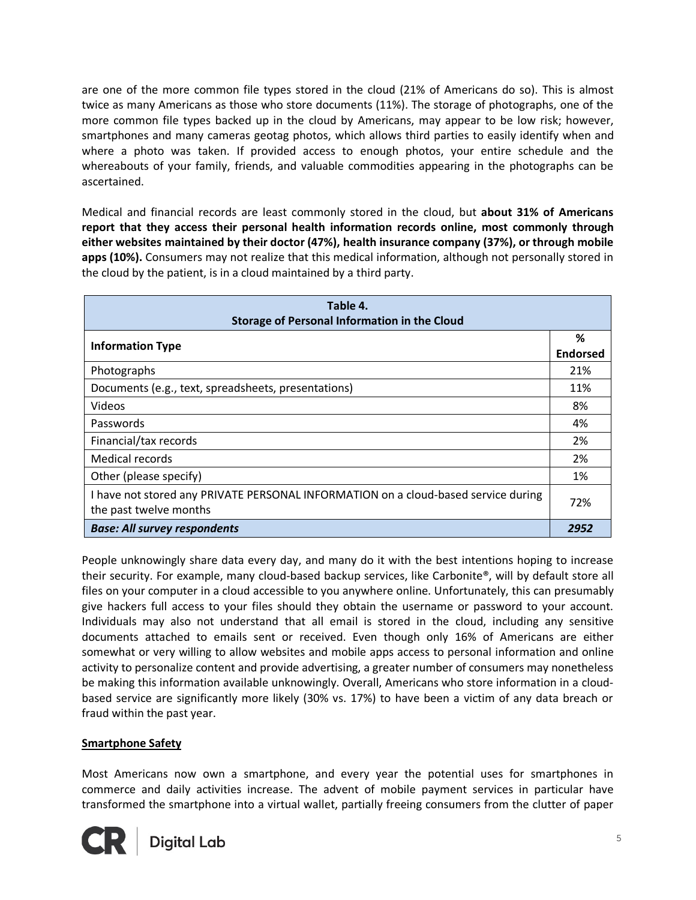are one of the more common file types stored in the cloud (21% of Americans do so). This is almost twice as many Americans as those who store documents (11%). The storage of photographs, one of the more common file types backed up in the cloud by Americans, may appear to be low risk; however, smartphones and many cameras geotag photos, which allows third parties to easily identify when and where a photo was taken. If provided access to enough photos, your entire schedule and the whereabouts of your family, friends, and valuable commodities appearing in the photographs can be ascertained.

Medical and financial records are least commonly stored in the cloud, but **about 31% of Americans report that they access their personal health information records online, most commonly through either websites maintained by their doctor (47%), health insurance company (37%), or through mobile apps (10%).** Consumers may not realize that this medical information, although not personally stored in the cloud by the patient, is in a cloud maintained by a third party.

**Table 4.**
**Storage of Personal Information in the Cloud**

| Information Type | % Endorsed |
|---|---|
| Photographs | 21% |
| Documents (e.g., text, spreadsheets, presentations) | 11% |
| Videos | 8% |
| Passwords | 4% |
| Financial/tax records | 2% |
| Medical records | 2% |
| Other (please specify) | 1% |
| I have not stored any PRIVATE PERSONAL INFORMATION on a cloud-based service during the past twelve months | 72% |
| ***Base: All survey respondents*** | ***2952*** |

People unknowingly share data every day, and many do it with the best intentions hoping to increase their security. For example, many cloud-based backup services, like Carbonite®, will by default store all files on your computer in a cloud accessible to you anywhere online. Unfortunately, this can presumably give hackers full access to your files should they obtain the username or password to your account. Individuals may also not understand that all email is stored in the cloud, including any sensitive documents attached to emails sent or received. Even though only 16% of Americans are either somewhat or very willing to allow websites and mobile apps access to personal information and online activity to personalize content and provide advertising, a greater number of consumers may nonetheless be making this information available unknowingly. Overall, Americans who store information in a cloud-based service are significantly more likely (30% vs. 17%) to have been a victim of any data breach or fraud within the past year.

## Smartphone Safety

Most Americans now own a smartphone, and every year the potential uses for smartphones in commerce and daily activities increase. The advent of mobile payment services in particular have transformed the smartphone into a virtual wallet, partially freeing consumers from the clutter of paper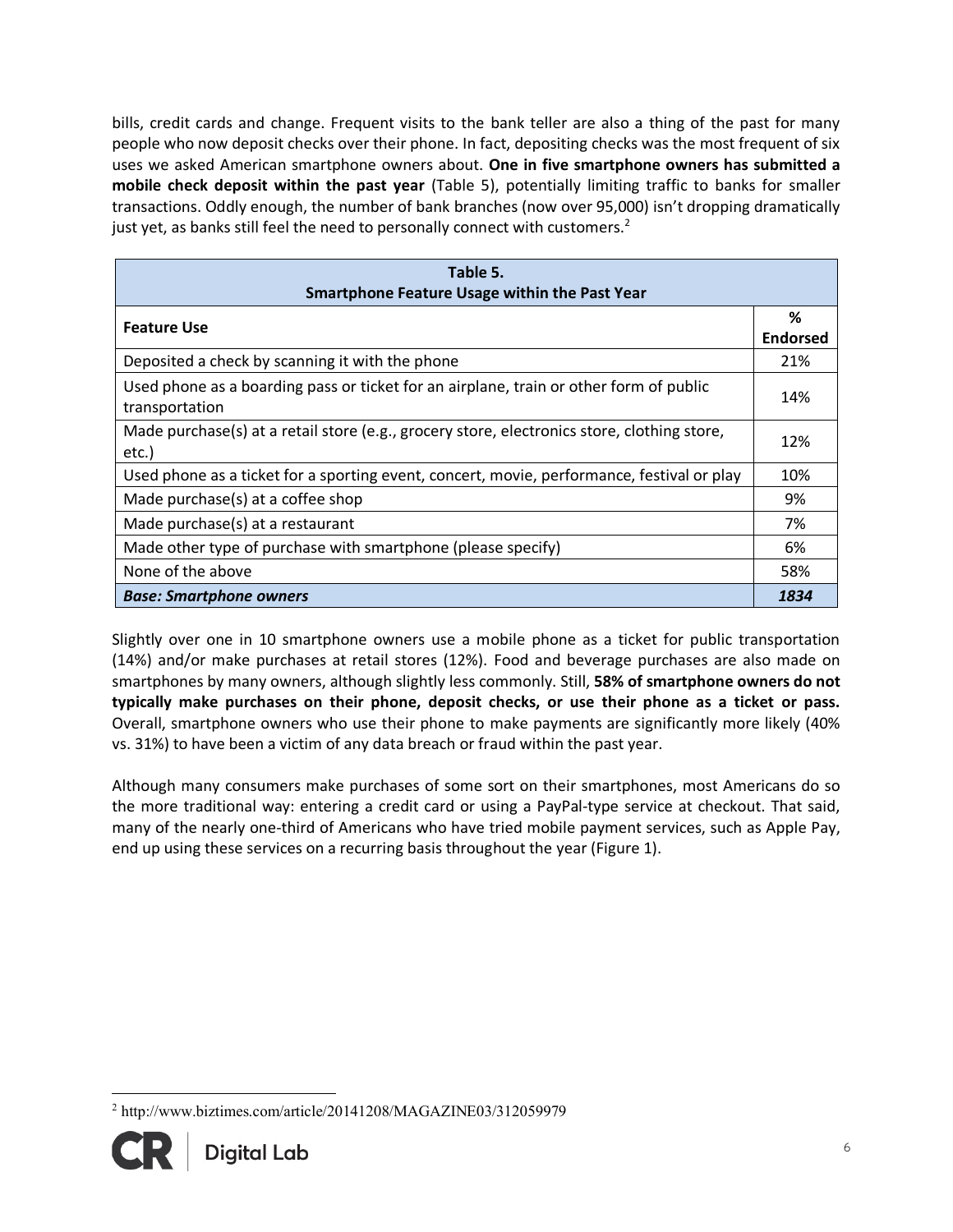bills, credit cards and change. Frequent visits to the bank teller are also a thing of the past for many people who now deposit checks over their phone. In fact, depositing checks was the most frequent of six uses we asked American smartphone owners about. **One in five smartphone owners has submitted a mobile check deposit within the past year** (Table 5), potentially limiting traffic to banks for smaller transactions. Oddly enough, the number of bank branches (now over 95,000) isn't dropping dramatically just yet, as banks still feel the need to personally connect with customers.[2]

**Table 5.**
**Smartphone Feature Usage within the Past Year**

| Feature Use | % Endorsed |
|---|---|
| Deposited a check by scanning it with the phone | 21% |
| Used phone as a boarding pass or ticket for an airplane, train or other form of public transportation | 14% |
| Made purchase(s) at a retail store (e.g., grocery store, electronics store, clothing store, etc.) | 12% |
| Used phone as a ticket for a sporting event, concert, movie, performance, festival or play | 10% |
| Made purchase(s) at a coffee shop | 9% |
| Made purchase(s) at a restaurant | 7% |
| Made other type of purchase with smartphone (please specify) | 6% |
| None of the above | 58% |
| ***Base: Smartphone owners*** | ***1834*** |

Slightly over one in 10 smartphone owners use a mobile phone as a ticket for public transportation (14%) and/or make purchases at retail stores (12%). Food and beverage purchases are also made on smartphones by many owners, although slightly less commonly. Still, **58% of smartphone owners do not typically make purchases on their phone, deposit checks, or use their phone as a ticket or pass.** Overall, smartphone owners who use their phone to make payments are significantly more likely (40% vs. 31%) to have been a victim of any data breach or fraud within the past year.

Although many consumers make purchases of some sort on their smartphones, most Americans do so the more traditional way: entering a credit card or using a PayPal-type service at checkout. That said, many of the nearly one-third of Americans who have tried mobile payment services, such as Apple Pay, end up using these services on a recurring basis throughout the year (Figure 1).

---

[2] http://www.biztimes.com/article/20141208/MAGAZINE03/312059979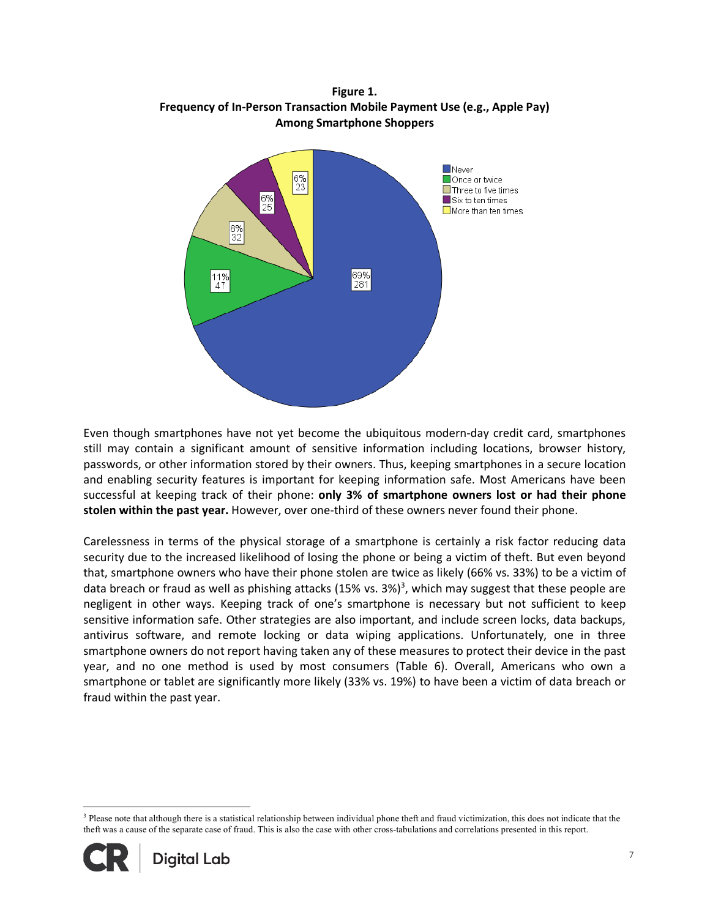**Figure 1.**
**Frequency of In-Person Transaction Mobile Payment Use (e.g., Apple Pay) Among Smartphone Shoppers**

| Response | Percent | Count |
|---|---|---|
| Never | 69% | 281 |
| Once or twice | 11% | 47 |
| Three to five times | 8% | 32 |
| Six to ten times | 6% | 25 |
| More than ten times | 6% | 23 |

Even though smartphones have not yet become the ubiquitous modern-day credit card, smartphones still may contain a significant amount of sensitive information including locations, browser history, passwords, or other information stored by their owners. Thus, keeping smartphones in a secure location and enabling security features is important for keeping information safe. Most Americans have been successful at keeping track of their phone: **only 3% of smartphone owners lost or had their phone stolen within the past year.** However, over one-third of these owners never found their phone.

Carelessness in terms of the physical storage of a smartphone is certainly a risk factor reducing data security due to the increased likelihood of losing the phone or being a victim of theft. But even beyond that, smartphone owners who have their phone stolen are twice as likely (66% vs. 33%) to be a victim of data breach or fraud as well as phishing attacks (15% vs. 3%)[3], which may suggest that these people are negligent in other ways. Keeping track of one's smartphone is necessary but not sufficient to keep sensitive information safe. Other strategies are also important, and include screen locks, data backups, antivirus software, and remote locking or data wiping applications. Unfortunately, one in three smartphone owners do not report having taken any of these measures to protect their device in the past year, and no one method is used by most consumers (Table 6). Overall, Americans who own a smartphone or tablet are significantly more likely (33% vs. 19%) to have been a victim of data breach or fraud within the past year.

[3] Please note that although there is a statistical relationship between individual phone theft and fraud victimization, this does not indicate that the theft was a cause of the separate case of fraud. This is also the case with other cross-tabulations and correlations presented in this report.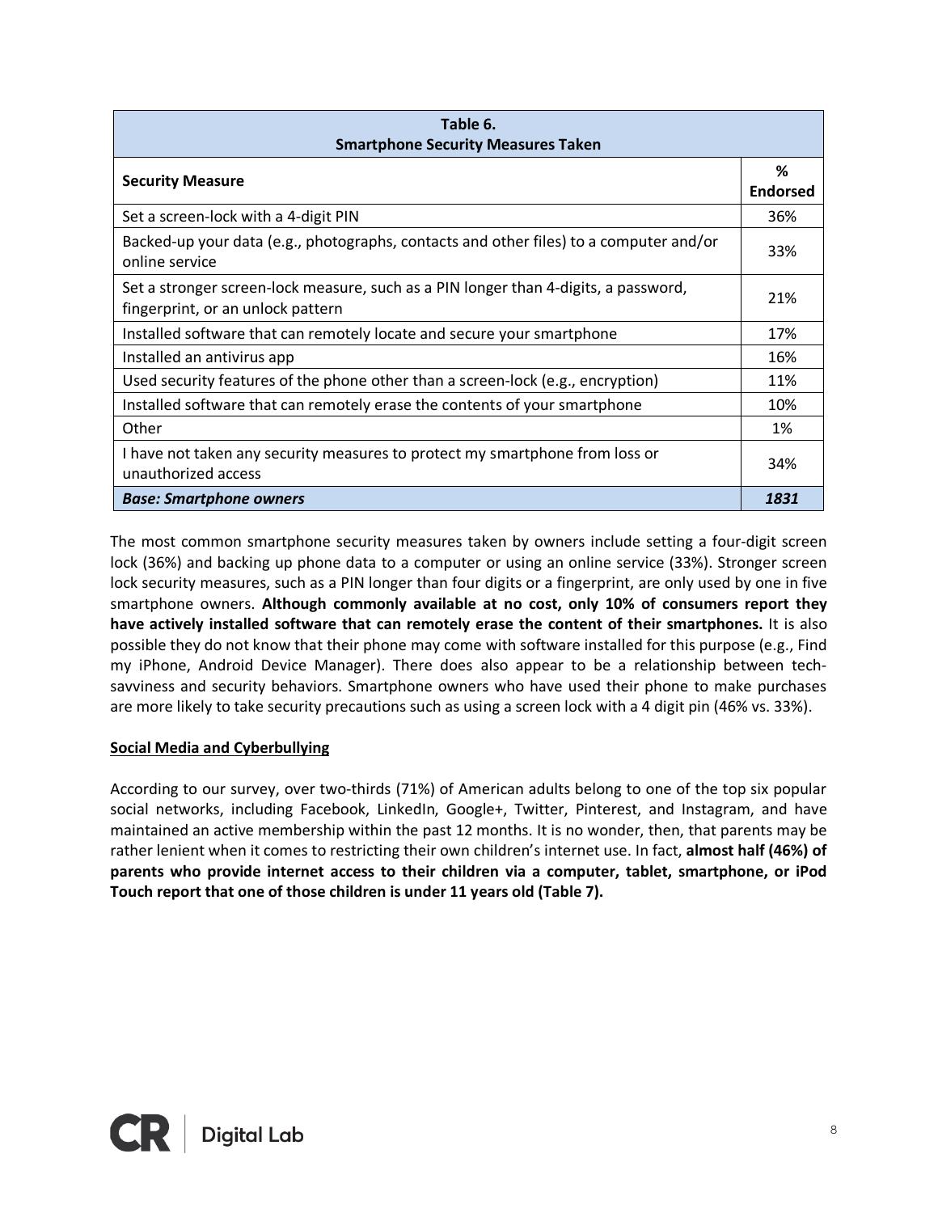| Table 6. Smartphone Security Measures Taken | |
|---|---|
| **Security Measure** | **% Endorsed** |
| Set a screen-lock with a 4-digit PIN | 36% |
| Backed-up your data (e.g., photographs, contacts and other files) to a computer and/or online service | 33% |
| Set a stronger screen-lock measure, such as a PIN longer than 4-digits, a password, fingerprint, or an unlock pattern | 21% |
| Installed software that can remotely locate and secure your smartphone | 17% |
| Installed an antivirus app | 16% |
| Used security features of the phone other than a screen-lock (e.g., encryption) | 11% |
| Installed software that can remotely erase the contents of your smartphone | 10% |
| Other | 1% |
| I have not taken any security measures to protect my smartphone from loss or unauthorized access | 34% |
| ***Base: Smartphone owners*** | ***1831*** |

The most common smartphone security measures taken by owners include setting a four-digit screen lock (36%) and backing up phone data to a computer or using an online service (33%). Stronger screen lock security measures, such as a PIN longer than four digits or a fingerprint, are only used by one in five smartphone owners. **Although commonly available at no cost, only 10% of consumers report they have actively installed software that can remotely erase the content of their smartphones.** It is also possible they do not know that their phone may come with software installed for this purpose (e.g., Find my iPhone, Android Device Manager). There does also appear to be a relationship between tech-savviness and security behaviors. Smartphone owners who have used their phone to make purchases are more likely to take security precautions such as using a screen lock with a 4 digit pin (46% vs. 33%).

**Social Media and Cyberbullying**

According to our survey, over two-thirds (71%) of American adults belong to one of the top six popular social networks, including Facebook, LinkedIn, Google+, Twitter, Pinterest, and Instagram, and have maintained an active membership within the past 12 months. It is no wonder, then, that parents may be rather lenient when it comes to restricting their own children's internet use. In fact, **almost half (46%) of parents who provide internet access to their children via a computer, tablet, smartphone, or iPod Touch report that one of those children is under 11 years old (Table 7).**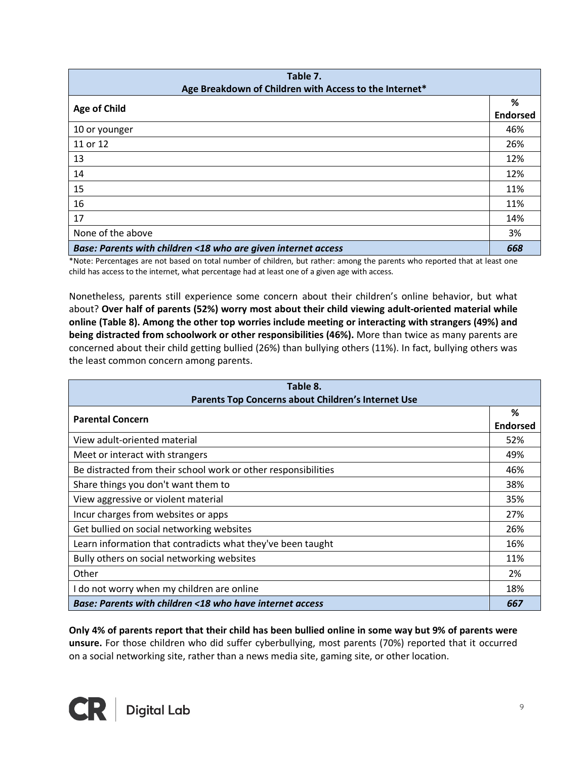| Table 7.<br>Age Breakdown of Children with Access to the Internet* | |
|---|---|
| **Age of Child** | **% Endorsed** |
| 10 or younger | 46% |
| 11 or 12 | 26% |
| 13 | 12% |
| 14 | 12% |
| 15 | 11% |
| 16 | 11% |
| 17 | 14% |
| None of the above | 3% |
| ***Base: Parents with children <18 who are given internet access*** | ***668*** |

*Note: Percentages are not based on total number of children, but rather: among the parents who reported that at least one child has access to the internet, what percentage had at least one of a given age with access.

Nonetheless, parents still experience some concern about their children's online behavior, but what about? **Over half of parents (52%) worry most about their child viewing adult-oriented material while online (Table 8). Among the other top worries include meeting or interacting with strangers (49%) and being distracted from schoolwork or other responsibilities (46%).** More than twice as many parents are concerned about their child getting bullied (26%) than bullying others (11%). In fact, bullying others was the least common concern among parents.

| Table 8.<br>Parents Top Concerns about Children's Internet Use | |
|---|---|
| **Parental Concern** | **% Endorsed** |
| View adult-oriented material | 52% |
| Meet or interact with strangers | 49% |
| Be distracted from their school work or other responsibilities | 46% |
| Share things you don't want them to | 38% |
| View aggressive or violent material | 35% |
| Incur charges from websites or apps | 27% |
| Get bullied on social networking websites | 26% |
| Learn information that contradicts what they've been taught | 16% |
| Bully others on social networking websites | 11% |
| Other | 2% |
| I do not worry when my children are online | 18% |
| ***Base: Parents with children <18 who have internet access*** | ***667*** |

**Only 4% of parents report that their child has been bullied online in some way but 9% of parents were unsure.** For those children who did suffer cyberbullying, most parents (70%) reported that it occurred on a social networking site, rather than a news media site, gaming site, or other location.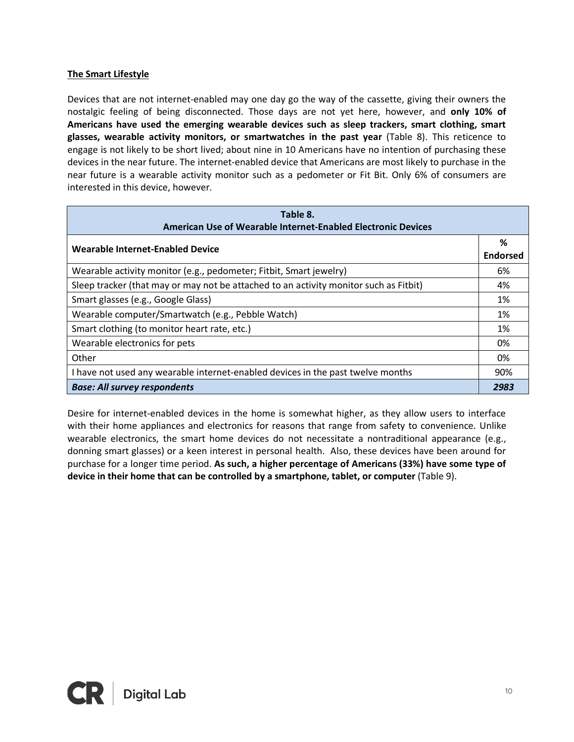## The Smart Lifestyle

Devices that are not internet-enabled may one day go the way of the cassette, giving their owners the nostalgic feeling of being disconnected. Those days are not yet here, however, and **only 10% of Americans have used the emerging wearable devices such as sleep trackers, smart clothing, smart glasses, wearable activity monitors, or smartwatches in the past year** (Table 8). This reticence to engage is not likely to be short lived; about nine in 10 Americans have no intention of purchasing these devices in the near future. The internet-enabled device that Americans are most likely to purchase in the near future is a wearable activity monitor such as a pedometer or Fit Bit. Only 6% of consumers are interested in this device, however.

**Table 8.**
**American Use of Wearable Internet-Enabled Electronic Devices**

| Wearable Internet-Enabled Device | % Endorsed |
|---|---|
| Wearable activity monitor (e.g., pedometer; Fitbit, Smart jewelry) | 6% |
| Sleep tracker (that may or may not be attached to an activity monitor such as Fitbit) | 4% |
| Smart glasses (e.g., Google Glass) | 1% |
| Wearable computer/Smartwatch (e.g., Pebble Watch) | 1% |
| Smart clothing (to monitor heart rate, etc.) | 1% |
| Wearable electronics for pets | 0% |
| Other | 0% |
| I have not used any wearable internet-enabled devices in the past twelve months | 90% |
| ***Base: All survey respondents*** | ***2983*** |

Desire for internet-enabled devices in the home is somewhat higher, as they allow users to interface with their home appliances and electronics for reasons that range from safety to convenience. Unlike wearable electronics, the smart home devices do not necessitate a nontraditional appearance (e.g., donning smart glasses) or a keen interest in personal health. Also, these devices have been around for purchase for a longer time period. **As such, a higher percentage of Americans (33%) have some type of device in their home that can be controlled by a smartphone, tablet, or computer** (Table 9).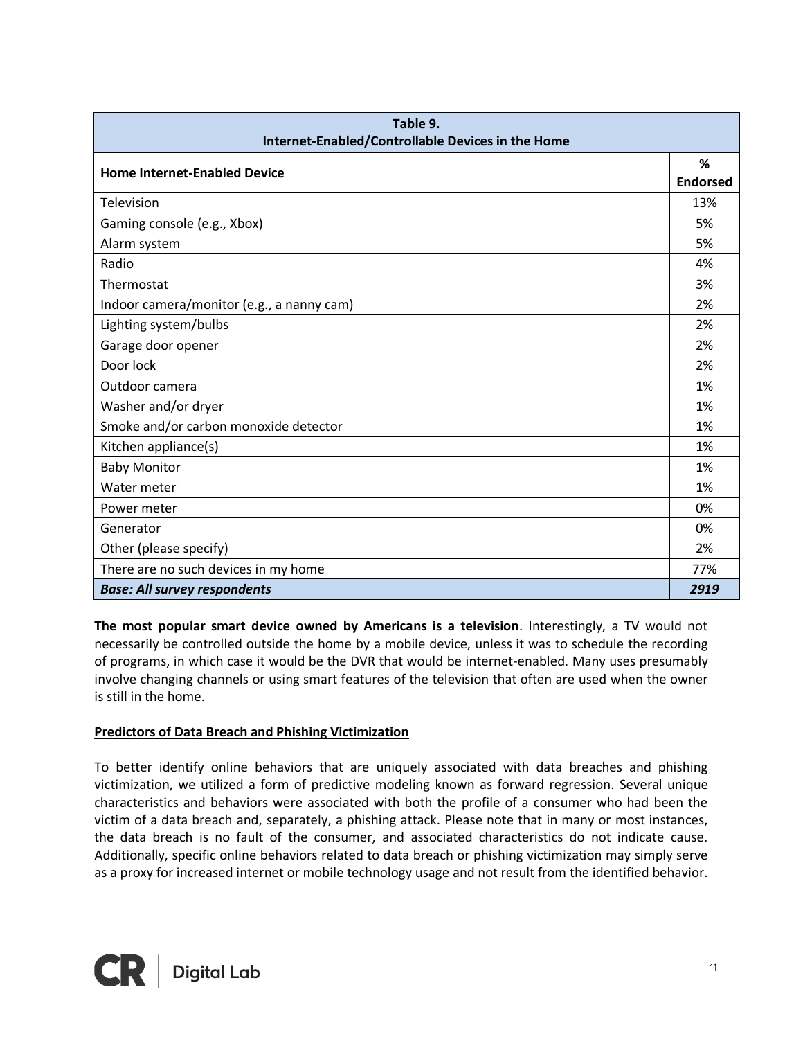| Table 9. Internet-Enabled/Controllable Devices in the Home | |
|---|---|
| **Home Internet-Enabled Device** | **% Endorsed** |
| Television | 13% |
| Gaming console (e.g., Xbox) | 5% |
| Alarm system | 5% |
| Radio | 4% |
| Thermostat | 3% |
| Indoor camera/monitor (e.g., a nanny cam) | 2% |
| Lighting system/bulbs | 2% |
| Garage door opener | 2% |
| Door lock | 2% |
| Outdoor camera | 1% |
| Washer and/or dryer | 1% |
| Smoke and/or carbon monoxide detector | 1% |
| Kitchen appliance(s) | 1% |
| Baby Monitor | 1% |
| Water meter | 1% |
| Power meter | 0% |
| Generator | 0% |
| Other (please specify) | 2% |
| There are no such devices in my home | 77% |
| ***Base: All survey respondents*** | ***2919*** |

**The most popular smart device owned by Americans is a television**. Interestingly, a TV would not necessarily be controlled outside the home by a mobile device, unless it was to schedule the recording of programs, in which case it would be the DVR that would be internet-enabled. Many uses presumably involve changing channels or using smart features of the television that often are used when the owner is still in the home.

**Predictors of Data Breach and Phishing Victimization**

To better identify online behaviors that are uniquely associated with data breaches and phishing victimization, we utilized a form of predictive modeling known as forward regression. Several unique characteristics and behaviors were associated with both the profile of a consumer who had been the victim of a data breach and, separately, a phishing attack. Please note that in many or most instances, the data breach is no fault of the consumer, and associated characteristics do not indicate cause. Additionally, specific online behaviors related to data breach or phishing victimization may simply serve as a proxy for increased internet or mobile technology usage and not result from the identified behavior.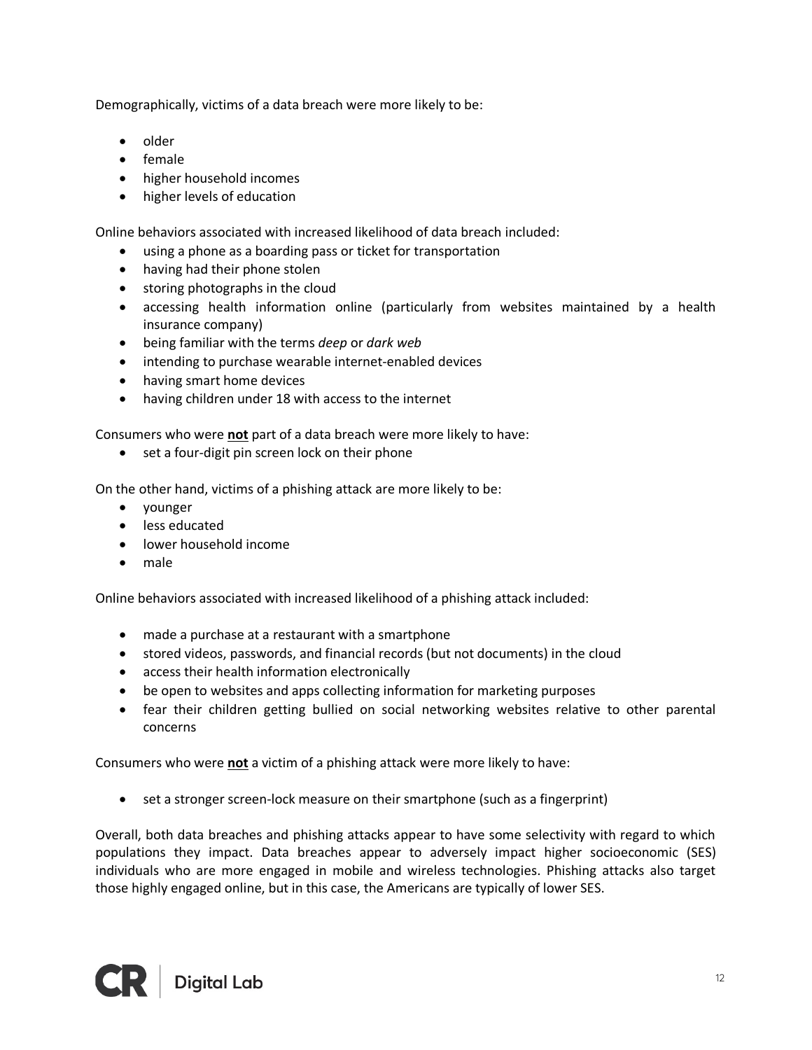Demographically, victims of a data breach were more likely to be:

- older
- female
- higher household incomes
- higher levels of education

Online behaviors associated with increased likelihood of data breach included:

- using a phone as a boarding pass or ticket for transportation
- having had their phone stolen
- storing photographs in the cloud
- accessing health information online (particularly from websites maintained by a health insurance company)
- being familiar with the terms *deep* or *dark web*
- intending to purchase wearable internet-enabled devices
- having smart home devices
- having children under 18 with access to the internet

Consumers who were **not** part of a data breach were more likely to have:

- set a four-digit pin screen lock on their phone

On the other hand, victims of a phishing attack are more likely to be:

- younger
- less educated
- lower household income
- male

Online behaviors associated with increased likelihood of a phishing attack included:

- made a purchase at a restaurant with a smartphone
- stored videos, passwords, and financial records (but not documents) in the cloud
- access their health information electronically
- be open to websites and apps collecting information for marketing purposes
- fear their children getting bullied on social networking websites relative to other parental concerns

Consumers who were **not** a victim of a phishing attack were more likely to have:

- set a stronger screen-lock measure on their smartphone (such as a fingerprint)

Overall, both data breaches and phishing attacks appear to have some selectivity with regard to which populations they impact. Data breaches appear to adversely impact higher socioeconomic (SES) individuals who are more engaged in mobile and wireless technologies. Phishing attacks also target those highly engaged online, but in this case, the Americans are typically of lower SES.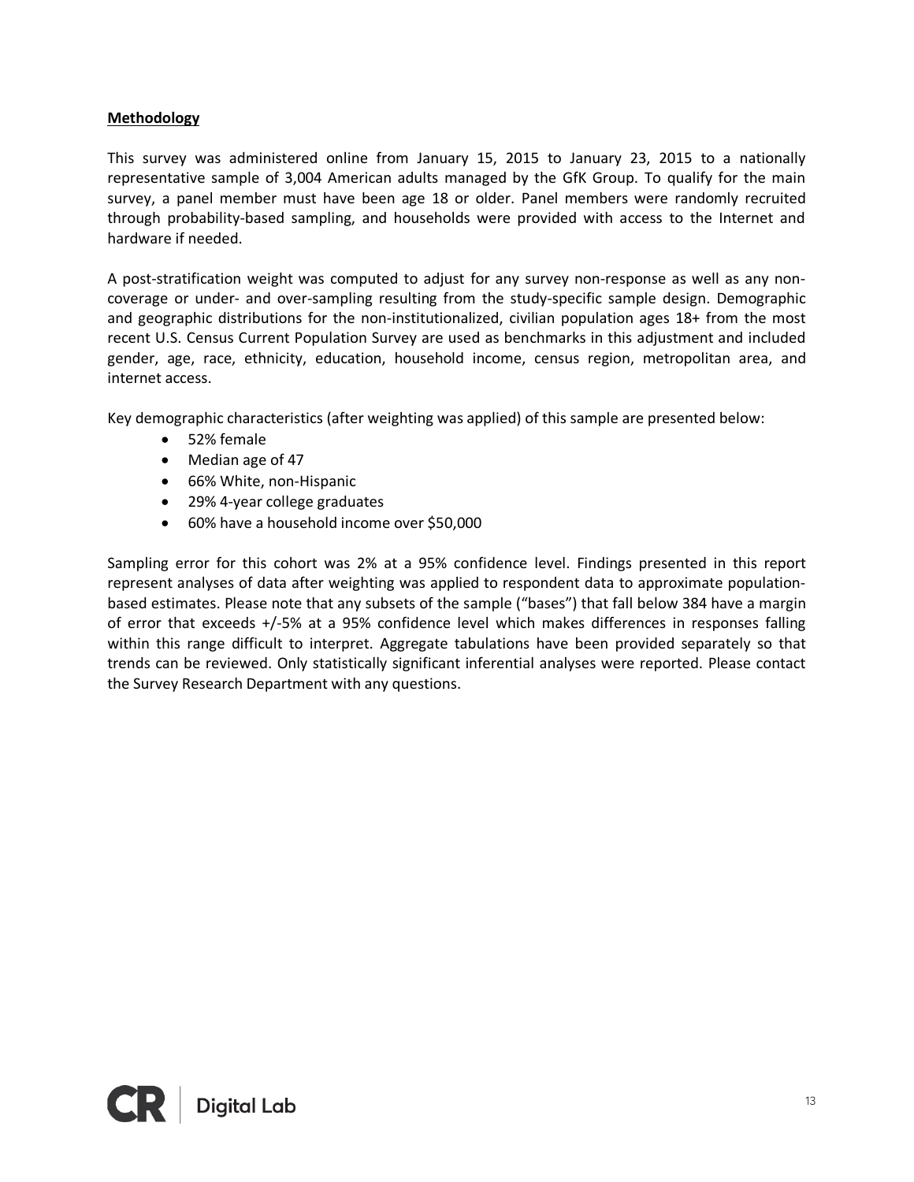## **Methodology**

This survey was administered online from January 15, 2015 to January 23, 2015 to a nationally representative sample of 3,004 American adults managed by the GfK Group. To qualify for the main survey, a panel member must have been age 18 or older. Panel members were randomly recruited through probability-based sampling, and households were provided with access to the Internet and hardware if needed.

A post-stratification weight was computed to adjust for any survey non-response as well as any non-coverage or under- and over-sampling resulting from the study-specific sample design. Demographic and geographic distributions for the non-institutionalized, civilian population ages 18+ from the most recent U.S. Census Current Population Survey are used as benchmarks in this adjustment and included gender, age, race, ethnicity, education, household income, census region, metropolitan area, and internet access.

Key demographic characteristics (after weighting was applied) of this sample are presented below:

- 52% female
- Median age of 47
- 66% White, non-Hispanic
- 29% 4-year college graduates
- 60% have a household income over $50,000

Sampling error for this cohort was 2% at a 95% confidence level. Findings presented in this report represent analyses of data after weighting was applied to respondent data to approximate population-based estimates. Please note that any subsets of the sample ("bases") that fall below 384 have a margin of error that exceeds +/-5% at a 95% confidence level which makes differences in responses falling within this range difficult to interpret. Aggregate tabulations have been provided separately so that trends can be reviewed. Only statistically significant inferential analyses were reported. Please contact the Survey Research Department with any questions.